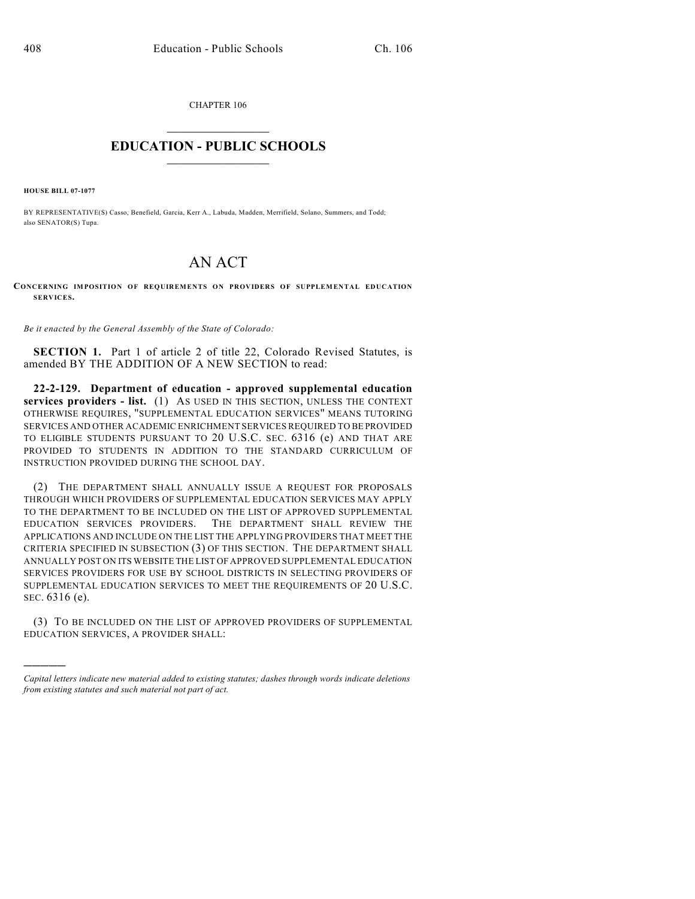CHAPTER 106

# EDUCATION - PUBLIC SCHOOLS

**HOUSE BILL 07-1077**

BY REPRESENTATIVE(S) Casso, Benefield, Garcia, Kerr A., Labuda, Madden, Merrifield, Solano, Summers, and Todd; also SENATOR(S) Tupa.

# AN ACT

**CONCERNING IMPOSITION OF REQUIREMENTS ON PROVIDERS OF SUPPLEMENTAL EDUCATION SERVICES.**

*Be it enacted by the General Assembly of the State of Colorado:*

**SECTION 1.** Part 1 of article 2 of title 22, Colorado Revised Statutes, is amended BY THE ADDITION OF A NEW SECTION to read:

**22-2-129. Department of education - approved supplemental education services providers - list.** (1) AS USED IN THIS SECTION, UNLESS THE CONTEXT OTHERWISE REQUIRES, "SUPPLEMENTAL EDUCATION SERVICES" MEANS TUTORING SERVICES AND OTHER ACADEMIC ENRICHMENT SERVICES REQUIRED TO BE PROVIDED TO ELIGIBLE STUDENTS PURSUANT TO 20 U.S.C. SEC. 6316 (e) AND THAT ARE PROVIDED TO STUDENTS IN ADDITION TO THE STANDARD CURRICULUM OF INSTRUCTION PROVIDED DURING THE SCHOOL DAY.

(2) THE DEPARTMENT SHALL ANNUALLY ISSUE A REQUEST FOR PROPOSALS THROUGH WHICH PROVIDERS OF SUPPLEMENTAL EDUCATION SERVICES MAY APPLY TO THE DEPARTMENT TO BE INCLUDED ON THE LIST OF APPROVED SUPPLEMENTAL EDUCATION SERVICES PROVIDERS. THE DEPARTMENT SHALL REVIEW THE APPLICATIONS AND INCLUDE ON THE LIST THE APPLYING PROVIDERS THAT MEET THE CRITERIA SPECIFIED IN SUBSECTION (3) OF THIS SECTION. THE DEPARTMENT SHALL ANNUALLY POST ON ITS WEBSITE THE LIST OF APPROVED SUPPLEMENTAL EDUCATION SERVICES PROVIDERS FOR USE BY SCHOOL DISTRICTS IN SELECTING PROVIDERS OF SUPPLEMENTAL EDUCATION SERVICES TO MEET THE REQUIREMENTS OF 20 U.S.C. SEC. 6316 (e).

(3) TO BE INCLUDED ON THE LIST OF APPROVED PROVIDERS OF SUPPLEMENTAL EDUCATION SERVICES, A PROVIDER SHALL:

---

*Capital letters indicate new material added to existing statutes; dashes through words indicate deletions from existing statutes and such material not part of act.*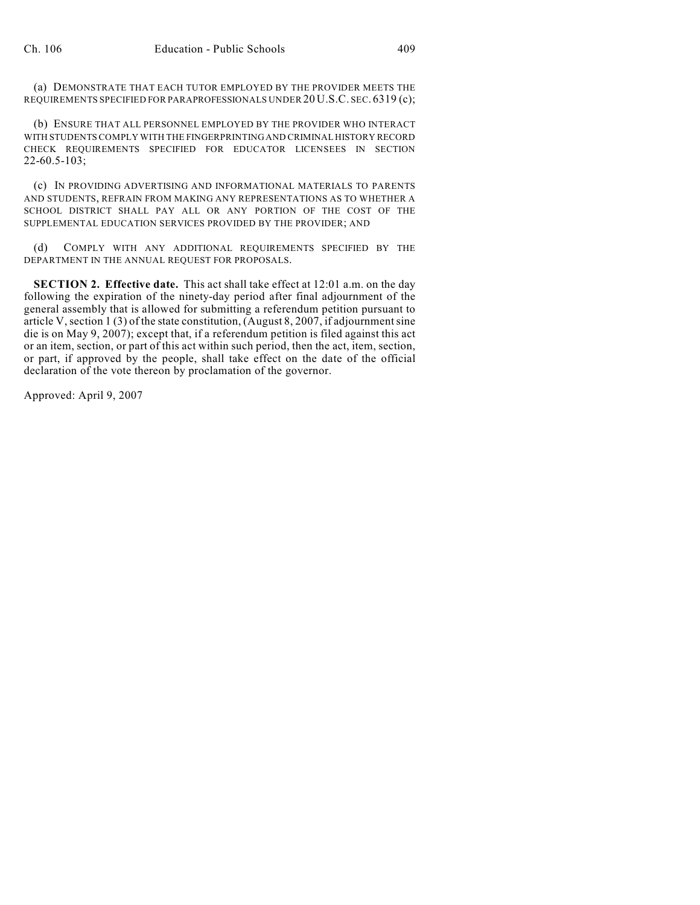(a) DEMONSTRATE THAT EACH TUTOR EMPLOYED BY THE PROVIDER MEETS THE REQUIREMENTS SPECIFIED FOR PARAPROFESSIONALS UNDER 20 U.S.C. SEC. 6319 (c);

(b) ENSURE THAT ALL PERSONNEL EMPLOYED BY THE PROVIDER WHO INTERACT WITH STUDENTS COMPLY WITH THE FINGERPRINTING AND CRIMINAL HISTORY RECORD CHECK REQUIREMENTS SPECIFIED FOR EDUCATOR LICENSEES IN SECTION 22-60.5-103;

(c) IN PROVIDING ADVERTISING AND INFORMATIONAL MATERIALS TO PARENTS AND STUDENTS, REFRAIN FROM MAKING ANY REPRESENTATIONS AS TO WHETHER A SCHOOL DISTRICT SHALL PAY ALL OR ANY PORTION OF THE COST OF THE SUPPLEMENTAL EDUCATION SERVICES PROVIDED BY THE PROVIDER; AND

(d) COMPLY WITH ANY ADDITIONAL REQUIREMENTS SPECIFIED BY THE DEPARTMENT IN THE ANNUAL REQUEST FOR PROPOSALS.

**SECTION 2. Effective date.** This act shall take effect at 12:01 a.m. on the day following the expiration of the ninety-day period after final adjournment of the general assembly that is allowed for submitting a referendum petition pursuant to article V, section 1 (3) of the state constitution, (August 8, 2007, if adjournment sine die is on May 9, 2007); except that, if a referendum petition is filed against this act or an item, section, or part of this act within such period, then the act, item, section, or part, if approved by the people, shall take effect on the date of the official declaration of the vote thereon by proclamation of the governor.

Approved: April 9, 2007